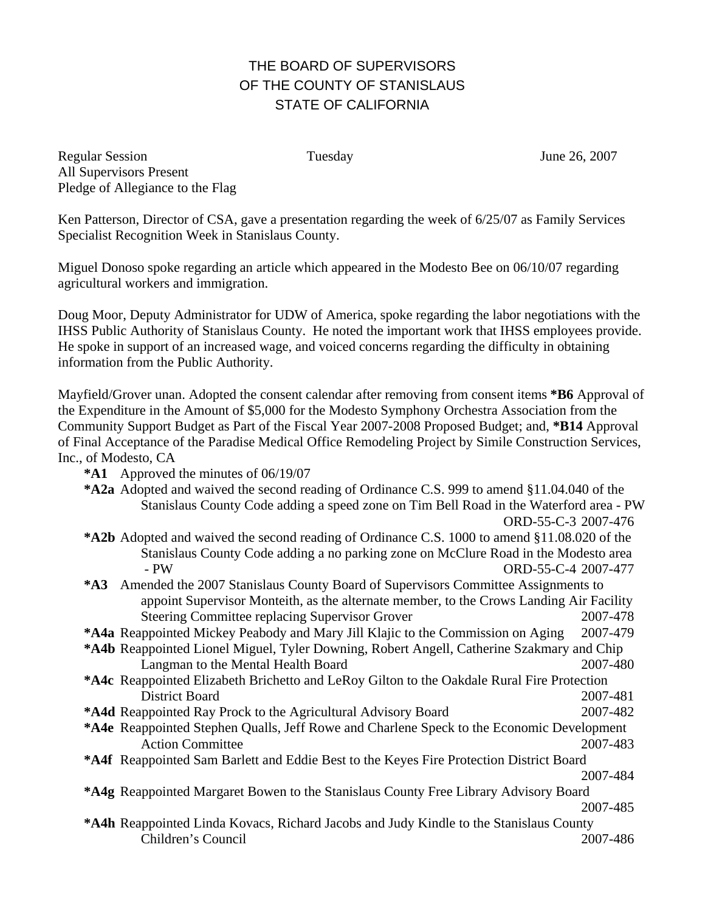# THE BOARD OF SUPERVISORS
# OF THE COUNTY OF STANISLAUS
# STATE OF CALIFORNIA

Regular Session Tuesday June 26, 2007
All Supervisors Present
Pledge of Allegiance to the Flag

Ken Patterson, Director of CSA, gave a presentation regarding the week of 6/25/07 as Family Services Specialist Recognition Week in Stanislaus County.

Miguel Donoso spoke regarding an article which appeared in the Modesto Bee on 06/10/07 regarding agricultural workers and immigration.

Doug Moor, Deputy Administrator for UDW of America, spoke regarding the labor negotiations with the IHSS Public Authority of Stanislaus County. He noted the important work that IHSS employees provide. He spoke in support of an increased wage, and voiced concerns regarding the difficulty in obtaining information from the Public Authority.

Mayfield/Grover unan. Adopted the consent calendar after removing from consent items **\*B6** Approval of the Expenditure in the Amount of $5,000 for the Modesto Symphony Orchestra Association from the Community Support Budget as Part of the Fiscal Year 2007-2008 Proposed Budget; and, **\*B14** Approval of Final Acceptance of the Paradise Medical Office Remodeling Project by Simile Construction Services, Inc., of Modesto, CA

- **\*A1** Approved the minutes of 06/19/07
- **\*A2a** Adopted and waived the second reading of Ordinance C.S. 999 to amend §11.04.040 of the Stanislaus County Code adding a speed zone on Tim Bell Road in the Waterford area - PW ORD-55-C-3 2007-476
- **\*A2b** Adopted and waived the second reading of Ordinance C.S. 1000 to amend §11.08.020 of the Stanislaus County Code adding a no parking zone on McClure Road in the Modesto area - PW ORD-55-C-4 2007-477
- **\*A3** Amended the 2007 Stanislaus County Board of Supervisors Committee Assignments to appoint Supervisor Monteith, as the alternate member, to the Crows Landing Air Facility Steering Committee replacing Supervisor Grover 2007-478
- **\*A4a** Reappointed Mickey Peabody and Mary Jill Klajic to the Commission on Aging 2007-479
- **\*A4b** Reappointed Lionel Miguel, Tyler Downing, Robert Angell, Catherine Szakmary and Chip Langman to the Mental Health Board 2007-480
- **\*A4c** Reappointed Elizabeth Brichetto and LeRoy Gilton to the Oakdale Rural Fire Protection District Board 2007-481
- **\*A4d** Reappointed Ray Prock to the Agricultural Advisory Board 2007-482
- **\*A4e** Reappointed Stephen Qualls, Jeff Rowe and Charlene Speck to the Economic Development Action Committee 2007-483
- **\*A4f** Reappointed Sam Barlett and Eddie Best to the Keyes Fire Protection District Board 2007-484
- **\*A4g** Reappointed Margaret Bowen to the Stanislaus County Free Library Advisory Board 2007-485
- **\*A4h** Reappointed Linda Kovacs, Richard Jacobs and Judy Kindle to the Stanislaus County Children's Council 2007-486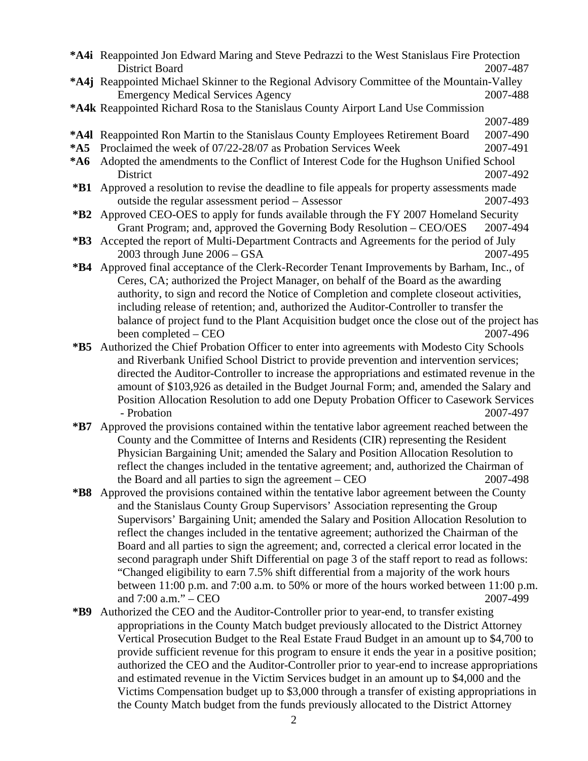**\*A4i** Reappointed Jon Edward Maring and Steve Pedrazzi to the West Stanislaus Fire Protection District Board 2007-487

**\*A4j** Reappointed Michael Skinner to the Regional Advisory Committee of the Mountain-Valley Emergency Medical Services Agency 2007-488

**\*A4k** Reappointed Richard Rosa to the Stanislaus County Airport Land Use Commission 2007-489

**\*A4l** Reappointed Ron Martin to the Stanislaus County Employees Retirement Board 2007-490

**\*A5** Proclaimed the week of 07/22-28/07 as Probation Services Week 2007-491

**\*A6** Adopted the amendments to the Conflict of Interest Code for the Hughson Unified School District 2007-492

**\*B1** Approved a resolution to revise the deadline to file appeals for property assessments made outside the regular assessment period – Assessor 2007-493

**\*B2** Approved CEO-OES to apply for funds available through the FY 2007 Homeland Security Grant Program; and, approved the Governing Body Resolution – CEO/OES 2007-494

**\*B3** Accepted the report of Multi-Department Contracts and Agreements for the period of July 2003 through June 2006 – GSA 2007-495

**\*B4** Approved final acceptance of the Clerk-Recorder Tenant Improvements by Barham, Inc., of Ceres, CA; authorized the Project Manager, on behalf of the Board as the awarding authority, to sign and record the Notice of Completion and complete closeout activities, including release of retention; and, authorized the Auditor-Controller to transfer the balance of project fund to the Plant Acquisition budget once the close out of the project has been completed – CEO 2007-496

**\*B5** Authorized the Chief Probation Officer to enter into agreements with Modesto City Schools and Riverbank Unified School District to provide prevention and intervention services; directed the Auditor-Controller to increase the appropriations and estimated revenue in the amount of $103,926 as detailed in the Budget Journal Form; and, amended the Salary and Position Allocation Resolution to add one Deputy Probation Officer to Casework Services - Probation 2007-497

**\*B7** Approved the provisions contained within the tentative labor agreement reached between the County and the Committee of Interns and Residents (CIR) representing the Resident Physician Bargaining Unit; amended the Salary and Position Allocation Resolution to reflect the changes included in the tentative agreement; and, authorized the Chairman of the Board and all parties to sign the agreement – CEO 2007-498

**\*B8** Approved the provisions contained within the tentative labor agreement between the County and the Stanislaus County Group Supervisors' Association representing the Group Supervisors' Bargaining Unit; amended the Salary and Position Allocation Resolution to reflect the changes included in the tentative agreement; authorized the Chairman of the Board and all parties to sign the agreement; and, corrected a clerical error located in the second paragraph under Shift Differential on page 3 of the staff report to read as follows: "Changed eligibility to earn 7.5% shift differential from a majority of the work hours between 11:00 p.m. and 7:00 a.m. to 50% or more of the hours worked between 11:00 p.m. and 7:00 a.m." – CEO 2007-499

**\*B9** Authorized the CEO and the Auditor-Controller prior to year-end, to transfer existing appropriations in the County Match budget previously allocated to the District Attorney Vertical Prosecution Budget to the Real Estate Fraud Budget in an amount up to $4,700 to provide sufficient revenue for this program to ensure it ends the year in a positive position; authorized the CEO and the Auditor-Controller prior to year-end to increase appropriations and estimated revenue in the Victim Services budget in an amount up to $4,000 and the Victims Compensation budget up to $3,000 through a transfer of existing appropriations in the County Match budget from the funds previously allocated to the District Attorney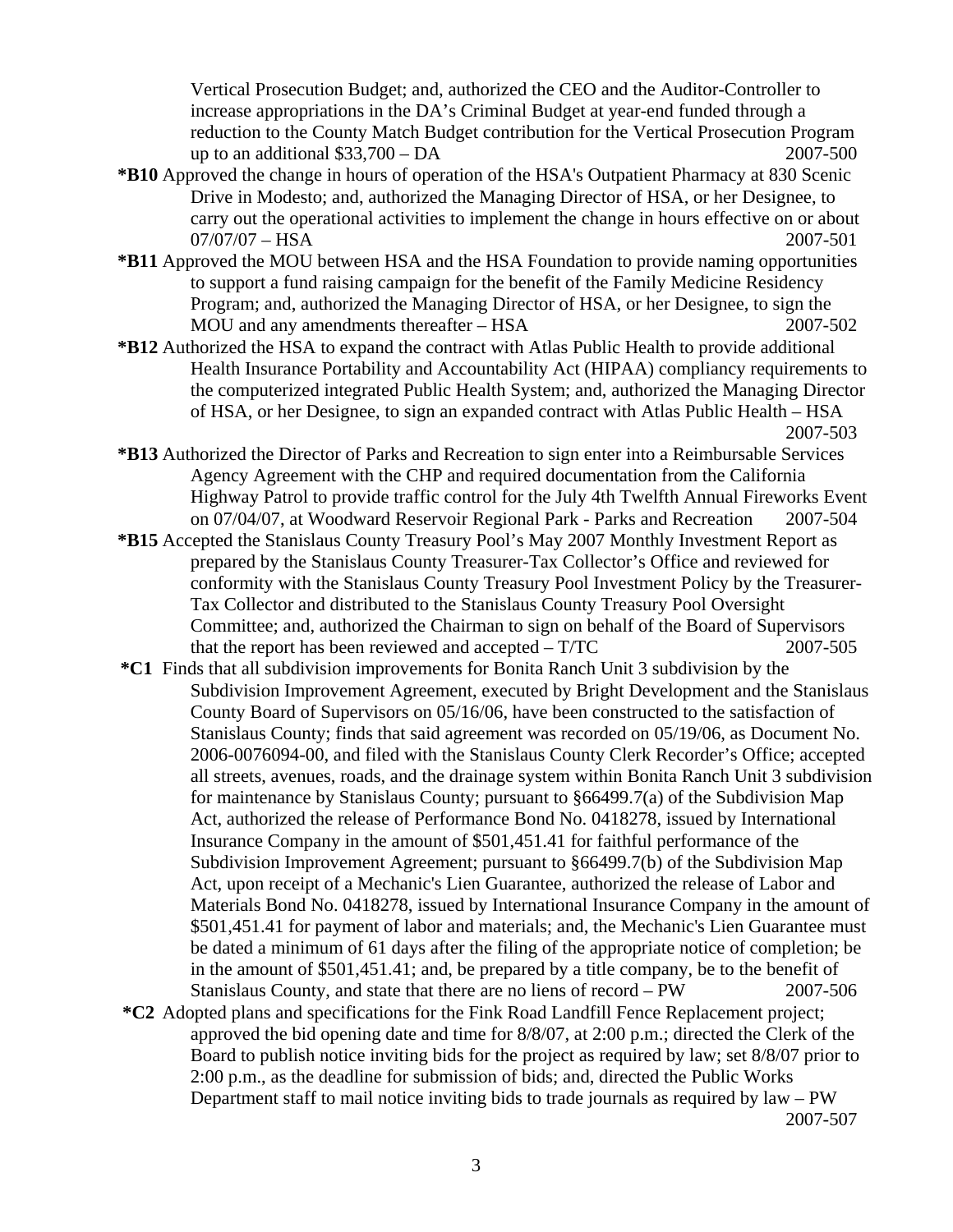Vertical Prosecution Budget; and, authorized the CEO and the Auditor-Controller to increase appropriations in the DA's Criminal Budget at year-end funded through a reduction to the County Match Budget contribution for the Vertical Prosecution Program up to an additional $33,700 – DA 2007-500

**\*B10** Approved the change in hours of operation of the HSA's Outpatient Pharmacy at 830 Scenic Drive in Modesto; and, authorized the Managing Director of HSA, or her Designee, to carry out the operational activities to implement the change in hours effective on or about 07/07/07 – HSA 2007-501

**\*B11** Approved the MOU between HSA and the HSA Foundation to provide naming opportunities to support a fund raising campaign for the benefit of the Family Medicine Residency Program; and, authorized the Managing Director of HSA, or her Designee, to sign the MOU and any amendments thereafter – HSA 2007-502

**\*B12** Authorized the HSA to expand the contract with Atlas Public Health to provide additional Health Insurance Portability and Accountability Act (HIPAA) compliancy requirements to the computerized integrated Public Health System; and, authorized the Managing Director of HSA, or her Designee, to sign an expanded contract with Atlas Public Health – HSA 2007-503

**\*B13** Authorized the Director of Parks and Recreation to sign enter into a Reimbursable Services Agency Agreement with the CHP and required documentation from the California Highway Patrol to provide traffic control for the July 4th Twelfth Annual Fireworks Event on 07/04/07, at Woodward Reservoir Regional Park - Parks and Recreation 2007-504

**\*B15** Accepted the Stanislaus County Treasury Pool's May 2007 Monthly Investment Report as prepared by the Stanislaus County Treasurer-Tax Collector's Office and reviewed for conformity with the Stanislaus County Treasury Pool Investment Policy by the Treasurer-Tax Collector and distributed to the Stanislaus County Treasury Pool Oversight Committee; and, authorized the Chairman to sign on behalf of the Board of Supervisors that the report has been reviewed and accepted – T/TC 2007-505

**\*C1** Finds that all subdivision improvements for Bonita Ranch Unit 3 subdivision by the Subdivision Improvement Agreement, executed by Bright Development and the Stanislaus County Board of Supervisors on 05/16/06, have been constructed to the satisfaction of Stanislaus County; finds that said agreement was recorded on 05/19/06, as Document No. 2006-0076094-00, and filed with the Stanislaus County Clerk Recorder's Office; accepted all streets, avenues, roads, and the drainage system within Bonita Ranch Unit 3 subdivision for maintenance by Stanislaus County; pursuant to §66499.7(a) of the Subdivision Map Act, authorized the release of Performance Bond No. 0418278, issued by International Insurance Company in the amount of $501,451.41 for faithful performance of the Subdivision Improvement Agreement; pursuant to §66499.7(b) of the Subdivision Map Act, upon receipt of a Mechanic's Lien Guarantee, authorized the release of Labor and Materials Bond No. 0418278, issued by International Insurance Company in the amount of $501,451.41 for payment of labor and materials; and, the Mechanic's Lien Guarantee must be dated a minimum of 61 days after the filing of the appropriate notice of completion; be in the amount of $501,451.41; and, be prepared by a title company, be to the benefit of Stanislaus County, and state that there are no liens of record – PW 2007-506

**\*C2** Adopted plans and specifications for the Fink Road Landfill Fence Replacement project; approved the bid opening date and time for 8/8/07, at 2:00 p.m.; directed the Clerk of the Board to publish notice inviting bids for the project as required by law; set 8/8/07 prior to 2:00 p.m., as the deadline for submission of bids; and, directed the Public Works Department staff to mail notice inviting bids to trade journals as required by law – PW 2007-507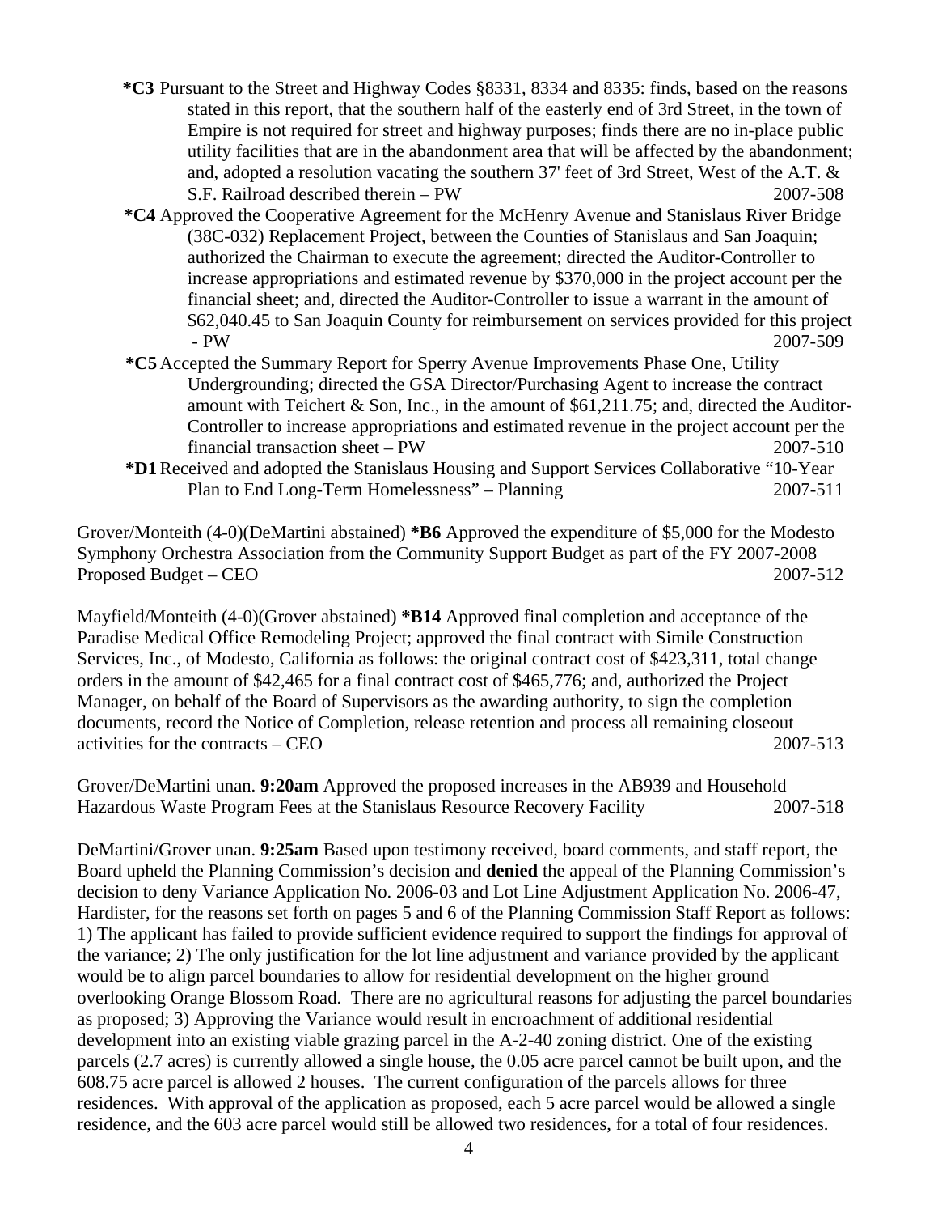**\*C3** Pursuant to the Street and Highway Codes §8331, 8334 and 8335: finds, based on the reasons stated in this report, that the southern half of the easterly end of 3rd Street, in the town of Empire is not required for street and highway purposes; finds there are no in-place public utility facilities that are in the abandonment area that will be affected by the abandonment; and, adopted a resolution vacating the southern 37' feet of 3rd Street, West of the A.T. & S.F. Railroad described therein – PW 2007-508

**\*C4** Approved the Cooperative Agreement for the McHenry Avenue and Stanislaus River Bridge (38C-032) Replacement Project, between the Counties of Stanislaus and San Joaquin; authorized the Chairman to execute the agreement; directed the Auditor-Controller to increase appropriations and estimated revenue by $370,000 in the project account per the financial sheet; and, directed the Auditor-Controller to issue a warrant in the amount of $62,040.45 to San Joaquin County for reimbursement on services provided for this project - PW 2007-509

**\*C5** Accepted the Summary Report for Sperry Avenue Improvements Phase One, Utility Undergrounding; directed the GSA Director/Purchasing Agent to increase the contract amount with Teichert & Son, Inc., in the amount of $61,211.75; and, directed the Auditor-Controller to increase appropriations and estimated revenue in the project account per the financial transaction sheet – PW 2007-510

**\*D1** Received and adopted the Stanislaus Housing and Support Services Collaborative "10-Year Plan to End Long-Term Homelessness" – Planning 2007-511

Grover/Monteith (4-0)(DeMartini abstained) **\*B6** Approved the expenditure of $5,000 for the Modesto Symphony Orchestra Association from the Community Support Budget as part of the FY 2007-2008 Proposed Budget – CEO 2007-512

Mayfield/Monteith (4-0)(Grover abstained) **\*B14** Approved final completion and acceptance of the Paradise Medical Office Remodeling Project; approved the final contract with Simile Construction Services, Inc., of Modesto, California as follows: the original contract cost of $423,311, total change orders in the amount of $42,465 for a final contract cost of $465,776; and, authorized the Project Manager, on behalf of the Board of Supervisors as the awarding authority, to sign the completion documents, record the Notice of Completion, release retention and process all remaining closeout activities for the contracts – CEO 2007-513

Grover/DeMartini unan. **9:20am** Approved the proposed increases in the AB939 and Household Hazardous Waste Program Fees at the Stanislaus Resource Recovery Facility 2007-518

DeMartini/Grover unan. **9:25am** Based upon testimony received, board comments, and staff report, the Board upheld the Planning Commission's decision and **denied** the appeal of the Planning Commission's decision to deny Variance Application No. 2006-03 and Lot Line Adjustment Application No. 2006-47, Hardister, for the reasons set forth on pages 5 and 6 of the Planning Commission Staff Report as follows: 1) The applicant has failed to provide sufficient evidence required to support the findings for approval of the variance; 2) The only justification for the lot line adjustment and variance provided by the applicant would be to align parcel boundaries to allow for residential development on the higher ground overlooking Orange Blossom Road. There are no agricultural reasons for adjusting the parcel boundaries as proposed; 3) Approving the Variance would result in encroachment of additional residential development into an existing viable grazing parcel in the A-2-40 zoning district. One of the existing parcels (2.7 acres) is currently allowed a single house, the 0.05 acre parcel cannot be built upon, and the 608.75 acre parcel is allowed 2 houses. The current configuration of the parcels allows for three residences. With approval of the application as proposed, each 5 acre parcel would be allowed a single residence, and the 603 acre parcel would still be allowed two residences, for a total of four residences.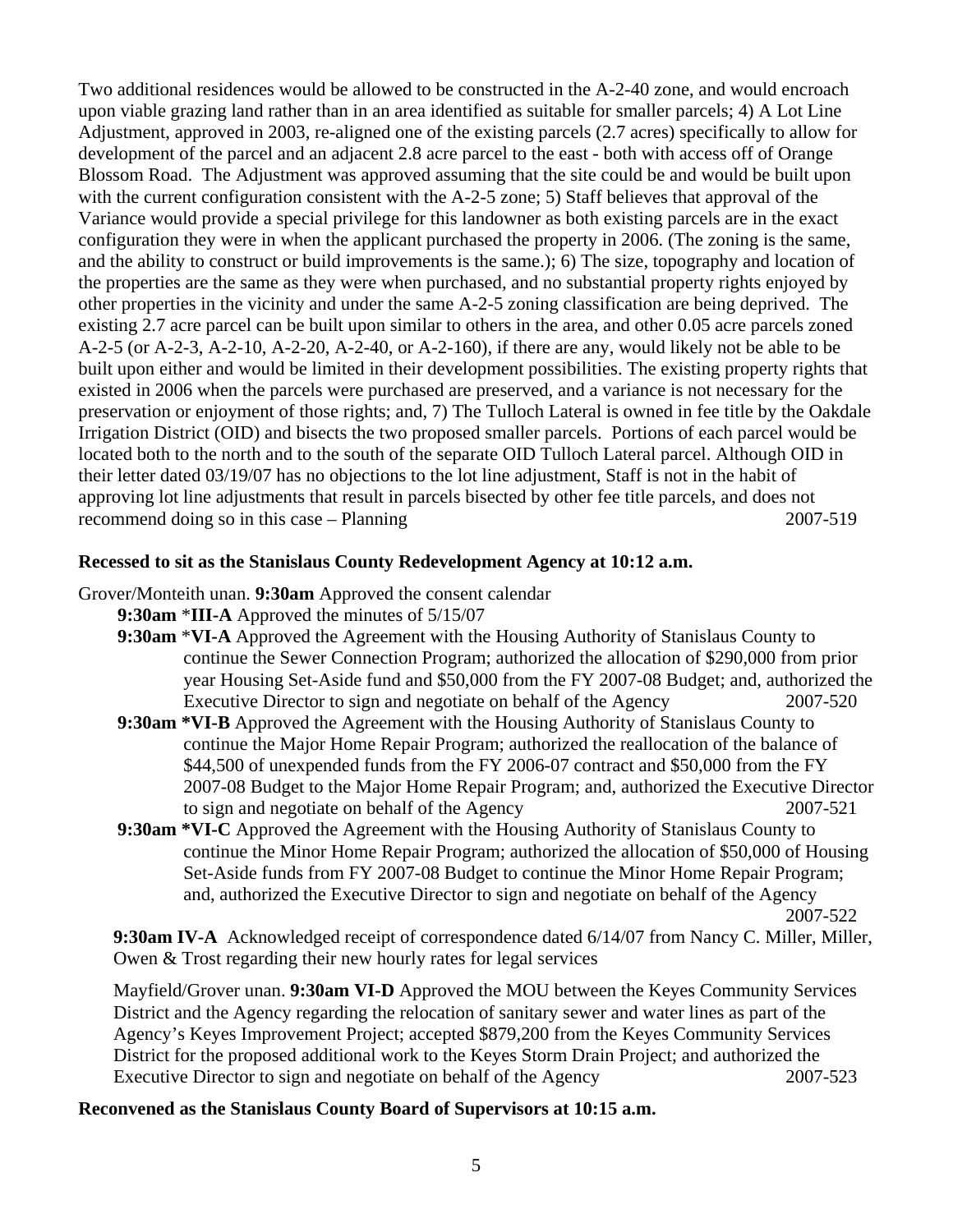Two additional residences would be allowed to be constructed in the A-2-40 zone, and would encroach upon viable grazing land rather than in an area identified as suitable for smaller parcels; 4) A Lot Line Adjustment, approved in 2003, re-aligned one of the existing parcels (2.7 acres) specifically to allow for development of the parcel and an adjacent 2.8 acre parcel to the east - both with access off of Orange Blossom Road. The Adjustment was approved assuming that the site could be and would be built upon with the current configuration consistent with the A-2-5 zone; 5) Staff believes that approval of the Variance would provide a special privilege for this landowner as both existing parcels are in the exact configuration they were in when the applicant purchased the property in 2006. (The zoning is the same, and the ability to construct or build improvements is the same.); 6) The size, topography and location of the properties are the same as they were when purchased, and no substantial property rights enjoyed by other properties in the vicinity and under the same A-2-5 zoning classification are being deprived. The existing 2.7 acre parcel can be built upon similar to others in the area, and other 0.05 acre parcels zoned A-2-5 (or A-2-3, A-2-10, A-2-20, A-2-40, or A-2-160), if there are any, would likely not be able to be built upon either and would be limited in their development possibilities. The existing property rights that existed in 2006 when the parcels were purchased are preserved, and a variance is not necessary for the preservation or enjoyment of those rights; and, 7) The Tulloch Lateral is owned in fee title by the Oakdale Irrigation District (OID) and bisects the two proposed smaller parcels. Portions of each parcel would be located both to the north and to the south of the separate OID Tulloch Lateral parcel. Although OID in their letter dated 03/19/07 has no objections to the lot line adjustment, Staff is not in the habit of approving lot line adjustments that result in parcels bisected by other fee title parcels, and does not recommend doing so in this case – Planning 2007-519

**Recessed to sit as the Stanislaus County Redevelopment Agency at 10:12 a.m.**

Grover/Monteith unan. **9:30am** Approved the consent calendar

**9:30am** ***III-A** Approved the minutes of 5/15/07

**9:30am** ***VI-A** Approved the Agreement with the Housing Authority of Stanislaus County to continue the Sewer Connection Program; authorized the allocation of $290,000 from prior year Housing Set-Aside fund and $50,000 from the FY 2007-08 Budget; and, authorized the Executive Director to sign and negotiate on behalf of the Agency 2007-520

**9:30am *VI-B** Approved the Agreement with the Housing Authority of Stanislaus County to continue the Major Home Repair Program; authorized the reallocation of the balance of $44,500 of unexpended funds from the FY 2006-07 contract and $50,000 from the FY 2007-08 Budget to the Major Home Repair Program; and, authorized the Executive Director to sign and negotiate on behalf of the Agency 2007-521

**9:30am *VI-C** Approved the Agreement with the Housing Authority of Stanislaus County to continue the Minor Home Repair Program; authorized the allocation of $50,000 of Housing Set-Aside funds from FY 2007-08 Budget to continue the Minor Home Repair Program; and, authorized the Executive Director to sign and negotiate on behalf of the Agency 2007-522

**9:30am IV-A** Acknowledged receipt of correspondence dated 6/14/07 from Nancy C. Miller, Miller, Owen & Trost regarding their new hourly rates for legal services

Mayfield/Grover unan. **9:30am VI-D** Approved the MOU between the Keyes Community Services District and the Agency regarding the relocation of sanitary sewer and water lines as part of the Agency's Keyes Improvement Project; accepted $879,200 from the Keyes Community Services District for the proposed additional work to the Keyes Storm Drain Project; and authorized the Executive Director to sign and negotiate on behalf of the Agency 2007-523

**Reconvened as the Stanislaus County Board of Supervisors at 10:15 a.m.**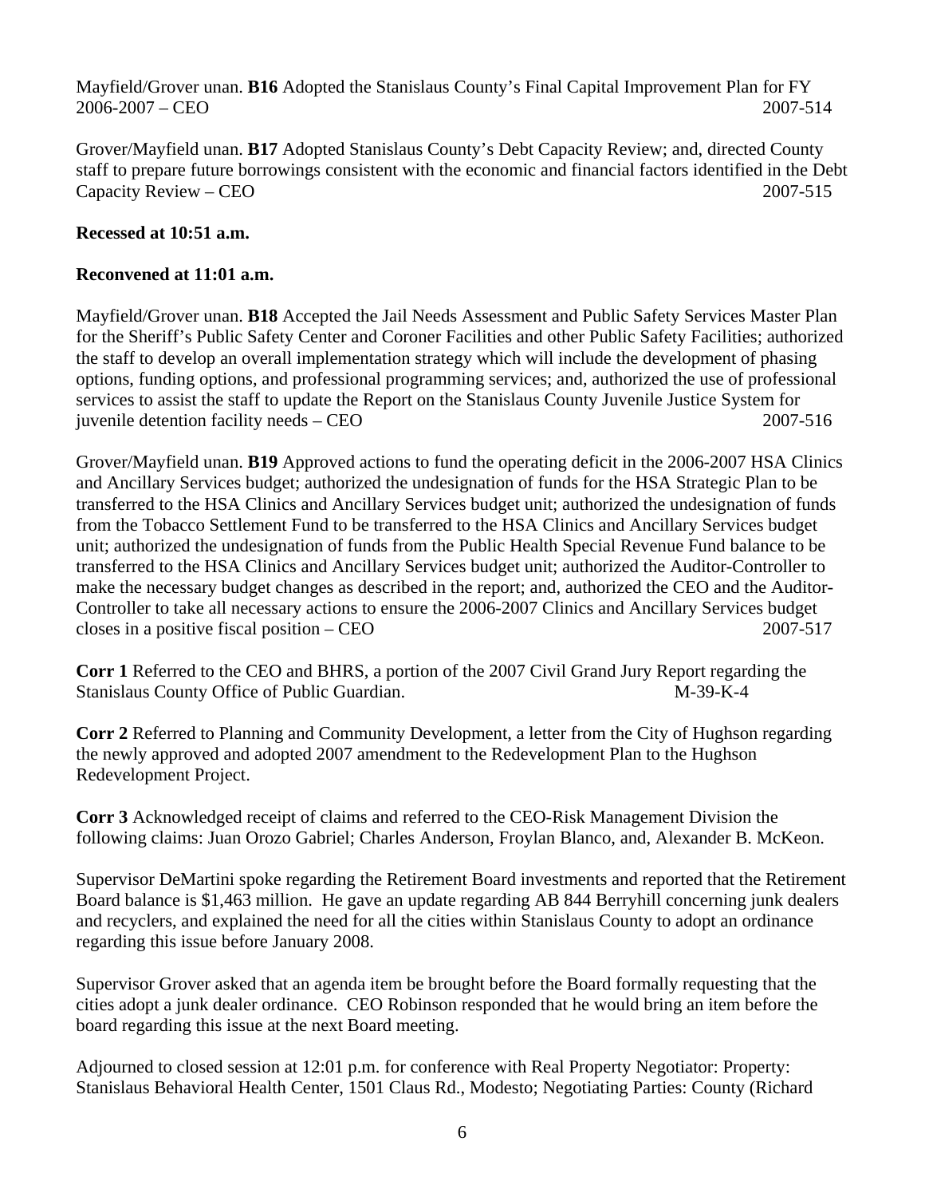Mayfield/Grover unan. **B16** Adopted the Stanislaus County's Final Capital Improvement Plan for FY 2006-2007 – CEO 2007-514

Grover/Mayfield unan. **B17** Adopted Stanislaus County's Debt Capacity Review; and, directed County staff to prepare future borrowings consistent with the economic and financial factors identified in the Debt Capacity Review – CEO 2007-515

**Recessed at 10:51 a.m.**

**Reconvened at 11:01 a.m.**

Mayfield/Grover unan. **B18** Accepted the Jail Needs Assessment and Public Safety Services Master Plan for the Sheriff's Public Safety Center and Coroner Facilities and other Public Safety Facilities; authorized the staff to develop an overall implementation strategy which will include the development of phasing options, funding options, and professional programming services; and, authorized the use of professional services to assist the staff to update the Report on the Stanislaus County Juvenile Justice System for juvenile detention facility needs – CEO 2007-516

Grover/Mayfield unan. **B19** Approved actions to fund the operating deficit in the 2006-2007 HSA Clinics and Ancillary Services budget; authorized the undesignation of funds for the HSA Strategic Plan to be transferred to the HSA Clinics and Ancillary Services budget unit; authorized the undesignation of funds from the Tobacco Settlement Fund to be transferred to the HSA Clinics and Ancillary Services budget unit; authorized the undesignation of funds from the Public Health Special Revenue Fund balance to be transferred to the HSA Clinics and Ancillary Services budget unit; authorized the Auditor-Controller to make the necessary budget changes as described in the report; and, authorized the CEO and the Auditor-Controller to take all necessary actions to ensure the 2006-2007 Clinics and Ancillary Services budget closes in a positive fiscal position – CEO 2007-517

**Corr 1** Referred to the CEO and BHRS, a portion of the 2007 Civil Grand Jury Report regarding the Stanislaus County Office of Public Guardian. M-39-K-4

**Corr 2** Referred to Planning and Community Development, a letter from the City of Hughson regarding the newly approved and adopted 2007 amendment to the Redevelopment Plan to the Hughson Redevelopment Project.

**Corr 3** Acknowledged receipt of claims and referred to the CEO-Risk Management Division the following claims: Juan Orozo Gabriel; Charles Anderson, Froylan Blanco, and, Alexander B. McKeon.

Supervisor DeMartini spoke regarding the Retirement Board investments and reported that the Retirement Board balance is $1,463 million. He gave an update regarding AB 844 Berryhill concerning junk dealers and recyclers, and explained the need for all the cities within Stanislaus County to adopt an ordinance regarding this issue before January 2008.

Supervisor Grover asked that an agenda item be brought before the Board formally requesting that the cities adopt a junk dealer ordinance. CEO Robinson responded that he would bring an item before the board regarding this issue at the next Board meeting.

Adjourned to closed session at 12:01 p.m. for conference with Real Property Negotiator: Property: Stanislaus Behavioral Health Center, 1501 Claus Rd., Modesto; Negotiating Parties: County (Richard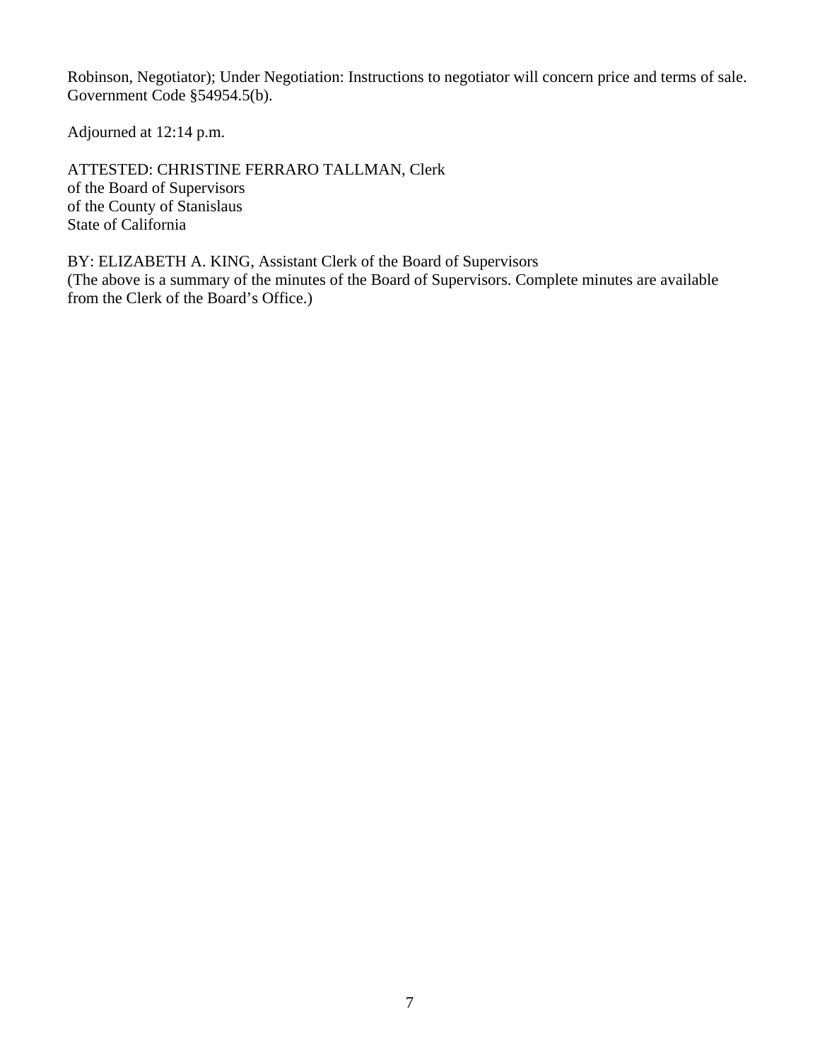Robinson, Negotiator); Under Negotiation: Instructions to negotiator will concern price and terms of sale. Government Code §54954.5(b).

Adjourned at 12:14 p.m.

ATTESTED: CHRISTINE FERRARO TALLMAN, Clerk
of the Board of Supervisors
of the County of Stanislaus
State of California

BY: ELIZABETH A. KING, Assistant Clerk of the Board of Supervisors
(The above is a summary of the minutes of the Board of Supervisors. Complete minutes are available from the Clerk of the Board's Office.)